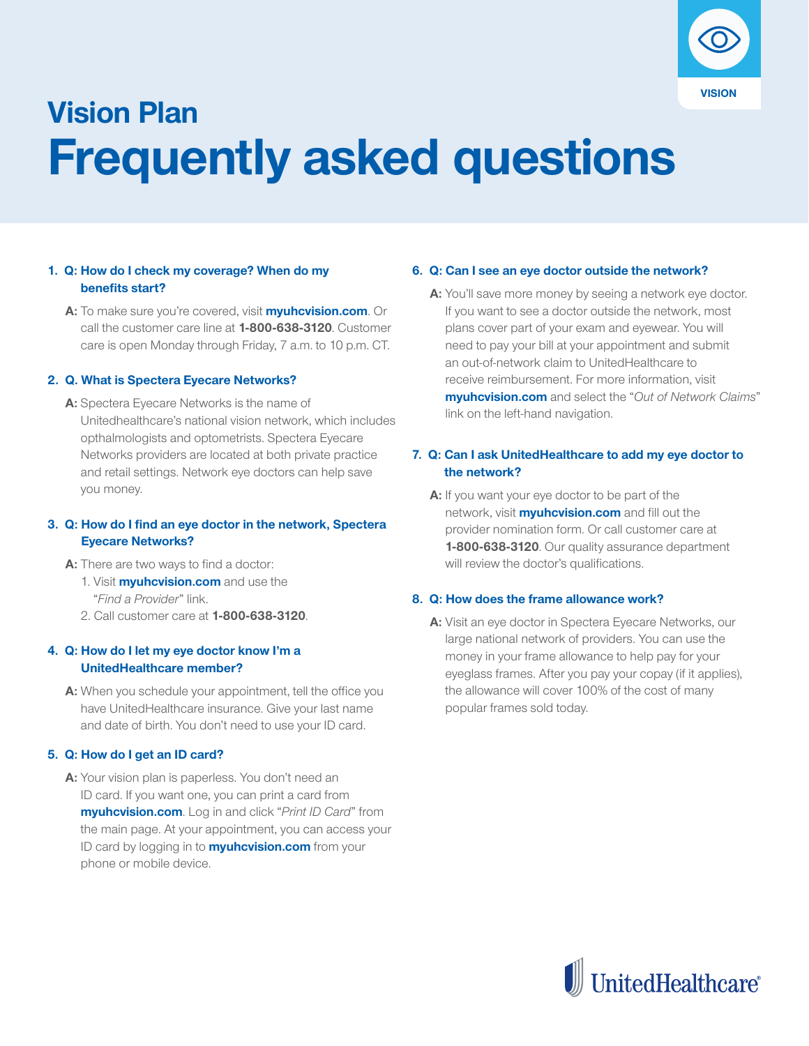VISION

# Vision Plan
# Frequently asked questions

### 1. Q: How do I check my coverage? When do my benefits start?

**A:** To make sure you're covered, visit **myuhcvision.com**. Or call the customer care line at **1-800-638-3120**. Customer care is open Monday through Friday, 7 a.m. to 10 p.m. CT.

### 2. Q. What is Spectera Eyecare Networks?

**A:** Spectera Eyecare Networks is the name of Unitedhealthcare's national vision network, which includes opthalmologists and optometrists. Spectera Eyecare Networks providers are located at both private practice and retail settings. Network eye doctors can help save you money.

### 3. Q: How do I find an eye doctor in the network, Spectera Eyecare Networks?

**A:** There are two ways to find a doctor:

1. Visit **myuhcvision.com** and use the "*Find a Provider*" link.
2. Call customer care at **1-800-638-3120**.

### 4. Q: How do I let my eye doctor know I'm a UnitedHealthcare member?

**A:** When you schedule your appointment, tell the office you have UnitedHealthcare insurance. Give your last name and date of birth. You don't need to use your ID card.

### 5. Q: How do I get an ID card?

**A:** Your vision plan is paperless. You don't need an ID card. If you want one, you can print a card from **myuhcvision.com**. Log in and click "*Print ID Card*" from the main page. At your appointment, you can access your ID card by logging in to **myuhcvision.com** from your phone or mobile device.

### 6. Q: Can I see an eye doctor outside the network?

**A:** You'll save more money by seeing a network eye doctor. If you want to see a doctor outside the network, most plans cover part of your exam and eyewear. You will need to pay your bill at your appointment and submit an out-of-network claim to UnitedHealthcare to receive reimbursement. For more information, visit **myuhcvision.com** and select the "*Out of Network Claims*" link on the left-hand navigation.

### 7. Q: Can I ask UnitedHealthcare to add my eye doctor to the network?

**A:** If you want your eye doctor to be part of the network, visit **myuhcvision.com** and fill out the provider nomination form. Or call customer care at **1-800-638-3120**. Our quality assurance department will review the doctor's qualifications.

### 8. Q: How does the frame allowance work?

**A:** Visit an eye doctor in Spectera Eyecare Networks, our large national network of providers. You can use the money in your frame allowance to help pay for your eyeglass frames. After you pay your copay (if it applies), the allowance will cover 100% of the cost of many popular frames sold today.

UnitedHealthcare®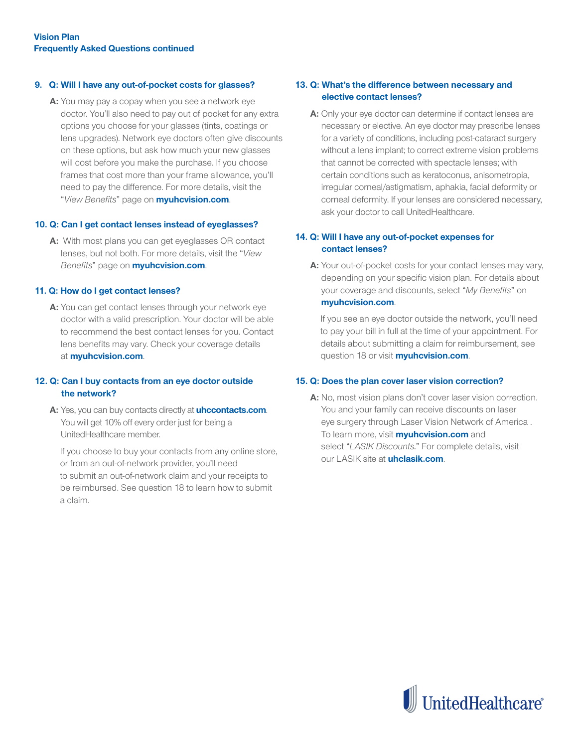**Vision Plan**
**Frequently Asked Questions continued**

**9. Q: Will I have any out-of-pocket costs for glasses?**

**A:** You may pay a copay when you see a network eye doctor. You'll also need to pay out of pocket for any extra options you choose for your glasses (tints, coatings or lens upgrades). Network eye doctors often give discounts on these options, but ask how much your new glasses will cost before you make the purchase. If you choose frames that cost more than your frame allowance, you'll need to pay the difference. For more details, visit the "*View Benefits*" page on **myuhcvision.com**.

**10. Q: Can I get contact lenses instead of eyeglasses?**

**A:** With most plans you can get eyeglasses OR contact lenses, but not both. For more details, visit the "*View Benefits*" page on **myuhcvision.com**.

**11. Q: How do I get contact lenses?**

**A:** You can get contact lenses through your network eye doctor with a valid prescription. Your doctor will be able to recommend the best contact lenses for you. Contact lens benefits may vary. Check your coverage details at **myuhcvision.com**.

**12. Q: Can I buy contacts from an eye doctor outside the network?**

**A:** Yes, you can buy contacts directly at **uhccontacts.com**. You will get 10% off every order just for being a UnitedHealthcare member.

If you choose to buy your contacts from any online store, or from an out-of-network provider, you'll need to submit an out-of-network claim and your receipts to be reimbursed. See question 18 to learn how to submit a claim.

**13. Q: What's the difference between necessary and elective contact lenses?**

**A:** Only your eye doctor can determine if contact lenses are necessary or elective. An eye doctor may prescribe lenses for a variety of conditions, including post-cataract surgery without a lens implant; to correct extreme vision problems that cannot be corrected with spectacle lenses; with certain conditions such as keratoconus, anisometropia, irregular corneal/astigmatism, aphakia, facial deformity or corneal deformity. If your lenses are considered necessary, ask your doctor to call UnitedHealthcare.

**14. Q: Will I have any out-of-pocket expenses for contact lenses?**

**A:** Your out-of-pocket costs for your contact lenses may vary, depending on your specific vision plan. For details about your coverage and discounts, select "*My Benefits*" on **myuhcvision.com**.

If you see an eye doctor outside the network, you'll need to pay your bill in full at the time of your appointment. For details about submitting a claim for reimbursement, see question 18 or visit **myuhcvision.com**.

**15. Q: Does the plan cover laser vision correction?**

**A:** No, most vision plans don't cover laser vision correction. You and your family can receive discounts on laser eye surgery through Laser Vision Network of America . To learn more, visit **myuhcvision.com** and select "*LASIK Discounts.*" For complete details, visit our LASIK site at **uhclasik.com**.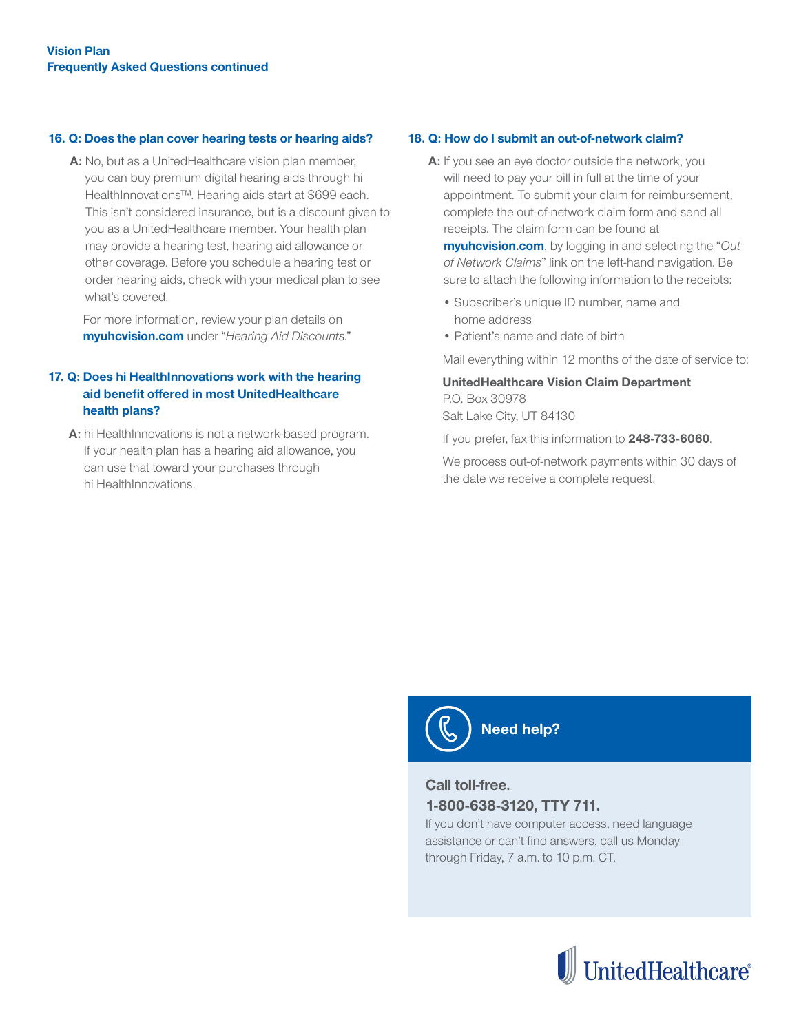**Vision Plan**
**Frequently Asked Questions continued**

### 16. Q: Does the plan cover hearing tests or hearing aids?

**A:** No, but as a UnitedHealthcare vision plan member, you can buy premium digital hearing aids through hi HealthInnovations™. Hearing aids start at $699 each. This isn't considered insurance, but is a discount given to you as a UnitedHealthcare member. Your health plan may provide a hearing test, hearing aid allowance or other coverage. Before you schedule a hearing test or order hearing aids, check with your medical plan to see what's covered.

For more information, review your plan details on **myuhcvision.com** under "*Hearing Aid Discounts*."

### 17. Q: Does hi HealthInnovations work with the hearing aid benefit offered in most UnitedHealthcare health plans?

**A:** hi HealthInnovations is not a network-based program. If your health plan has a hearing aid allowance, you can use that toward your purchases through hi HealthInnovations.

### 18. Q: How do I submit an out-of-network claim?

**A:** If you see an eye doctor outside the network, you will need to pay your bill in full at the time of your appointment. To submit your claim for reimbursement, complete the out-of-network claim form and send all receipts. The claim form can be found at **myuhcvision.com**, by logging in and selecting the "*Out of Network Claims*" link on the left-hand navigation. Be sure to attach the following information to the receipts:

- Subscriber's unique ID number, name and home address
- Patient's name and date of birth

Mail everything within 12 months of the date of service to:

**UnitedHealthcare Vision Claim Department**
P.O. Box 30978
Salt Lake City, UT 84130

If you prefer, fax this information to **248-733-6060**.

We process out-of-network payments within 30 days of the date we receive a complete request.

**Need help?**

**Call toll-free.**
**1-800-638-3120, TTY 711.**
If you don't have computer access, need language assistance or can't find answers, call us Monday through Friday, 7 a.m. to 10 p.m. CT.

UnitedHealthcare®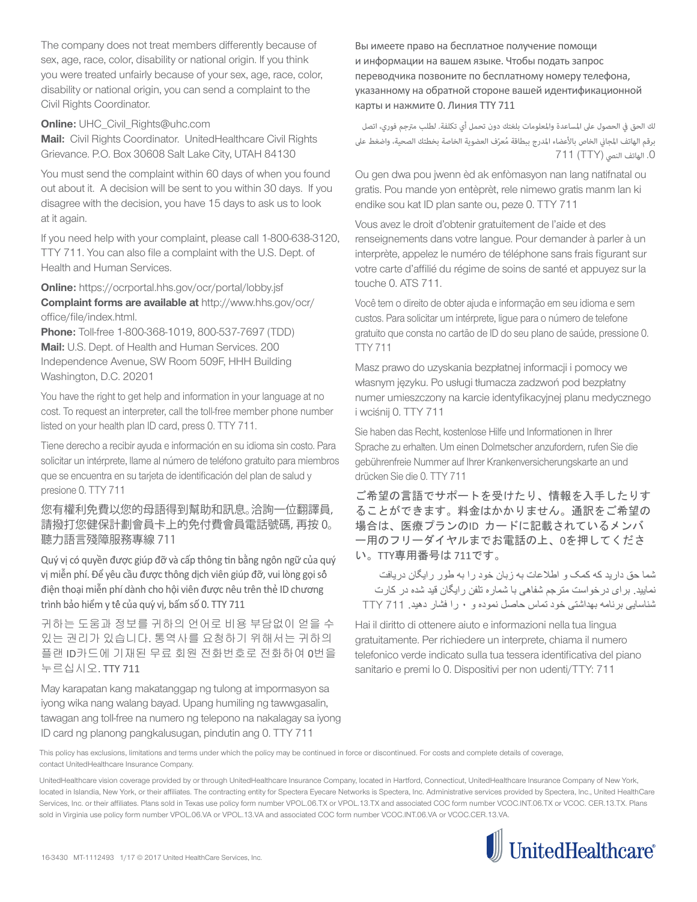The company does not treat members differently because of sex, age, race, color, disability or national origin. If you think you were treated unfairly because of your sex, age, race, color, disability or national origin, you can send a complaint to the Civil Rights Coordinator.

**Online:** UHC_Civil_Rights@uhc.com
**Mail:** Civil Rights Coordinator. UnitedHealthcare Civil Rights Grievance. P.O. Box 30608 Salt Lake City, UTAH 84130

You must send the complaint within 60 days of when you found out about it. A decision will be sent to you within 30 days. If you disagree with the decision, you have 15 days to ask us to look at it again.

If you need help with your complaint, please call 1-800-638-3120, TTY 711. You can also file a complaint with the U.S. Dept. of Health and Human Services.

**Online:** https://ocrportal.hhs.gov/ocr/portal/lobby.jsf
**Complaint forms are available at** http://www.hhs.gov/ocr/office/file/index.html.
**Phone:** Toll-free 1-800-368-1019, 800-537-7697 (TDD)
**Mail:** U.S. Dept. of Health and Human Services. 200 Independence Avenue, SW Room 509F, HHH Building Washington, D.C. 20201

You have the right to get help and information in your language at no cost. To request an interpreter, call the toll-free member phone number listed on your health plan ID card, press 0. TTY 711.

Tiene derecho a recibir ayuda e información en su idioma sin costo. Para solicitar un intérprete, llame al número de teléfono gratuito para miembros que se encuentra en su tarjeta de identificación del plan de salud y presione 0. TTY 711

您有權利免費以您的母語得到幫助和訊息。洽詢一位翻譯員，請撥打您健保計劃會員卡上的免付費會員電話號碼，再按 0。聽力語言殘障服務專線 711

Quý vị có quyền được giúp đỡ và cấp thông tin bằng ngôn ngữ của quý vị miễn phí. Để yêu cầu được thông dịch viên giúp đỡ, vui lòng gọi số điện thoại miễn phí dành cho hội viên được nêu trên thẻ ID chương trình bảo hiểm y tê của quý vị, bấm số 0. TTY 711

귀하는 도움과 정보를 귀하의 언어로 비용 부담없이 얻을 수 있는 권리가 있습니다. 통역사를 요청하기 위해서는 귀하의 플랜 ID카드에 기재된 무료 회원 전화번호로 전화하여 0번을 누르십시오. TTY 711

May karapatan kang makatanggap ng tulong at impormasyon sa iyong wika nang walang bayad. Upang humiling ng tawwgasalin, tawagan ang toll-free na numero ng telepono na nakalagay sa iyong ID card ng planong pangkalusugan, pindutin ang 0. TTY 711

Вы имеете право на бесплатное получение помощи и информации на вашем языке. Чтобы подать запрос переводчика позвоните по бесплатному номеру телефона, указанному на обратной стороне вашей идентификационной карты и нажмите 0. Линия TTY 711

لك الحق في الحصول على المساعدة والمعلومات بلغتك دون تحمل أي تكلفة. لطلب مترجم فوري، اتصل برقم الهاتف المجاني الخاص بالأعضاء المدرج ببطاقة مُعرّف العضوية الخاصة بخطتك الصحية، واضغط على 0. الهاتف النصي (TTY) 711

Ou gen dwa pou jwenn èd ak enfòmasyon nan lang natifnatal ou gratis. Pou mande yon entèprèt, rele nimewo gratis manm lan ki endike sou kat ID plan sante ou, peze 0. TTY 711

Vous avez le droit d'obtenir gratuitement de l'aide et des renseignements dans votre langue. Pour demander à parler à un interprète, appelez le numéro de téléphone sans frais figurant sur votre carte d'affilié du régime de soins de santé et appuyez sur la touche 0. ATS 711.

Você tem o direito de obter ajuda e informação em seu idioma e sem custos. Para solicitar um intérprete, ligue para o número de telefone gratuito que consta no cartão de ID do seu plano de saúde, pressione 0. TTY 711

Masz prawo do uzyskania bezpłatnej informacji i pomocy we własnym języku. Po usługi tłumacza zadzwoń pod bezpłatny numer umieszczony na karcie identyfikacyjnej planu medycznego i wciśnij 0. TTY 711

Sie haben das Recht, kostenlose Hilfe und Informationen in Ihrer Sprache zu erhalten. Um einen Dolmetscher anzufordern, rufen Sie die gebührenfreie Nummer auf Ihrer Krankenversicherungskarte an und drücken Sie die 0. TTY 711

ご希望の言語でサポートを受けたり、情報を入手したりすることができます。料金はかかりません。通訳をご希望の場合は、医療プランのID カードに記載されているメンバー用のフリーダイヤルまでお電話の上、0を押してください。TTY専用番号は 711です。

شما حق دارید که کمک و اطلاعات به زبان خود را به طور رایگان دریافت نمایید. برای درخواست مترجم شفاهی با شماره تلفن رایگان قید شده در کارت شناسایی برنامه بهداشتی خود تماس حاصل نموده و ۰ را فشار دهید. TTY 711

Hai il diritto di ottenere aiuto e informazioni nella tua lingua gratuitamente. Per richiedere un interprete, chiama il numero telefonico verde indicato sulla tua tessera identificativa del piano sanitario e premi lo 0. Dispositivi per non udenti/TTY: 711

This policy has exclusions, limitations and terms under which the policy may be continued in force or discontinued. For costs and complete details of coverage, contact UnitedHealthcare Insurance Company.

UnitedHealthcare vision coverage provided by or through UnitedHealthcare Insurance Company, located in Hartford, Connecticut, UnitedHealthcare Insurance Company of New York, located in Islandia, New York, or their affiliates. The contracting entity for Spectera Eyecare Networks is Spectera, Inc. Administrative services provided by Spectera, Inc., United HealthCare Services, Inc. or their affiliates. Plans sold in Texas use policy form number VPOL.06.TX or VPOL.13.TX and associated COC form number VCOC.INT.06.TX or VCOC. CER.13.TX. Plans sold in Virginia use policy form number VPOL.06.VA or VPOL.13.VA and associated COC form number VCOC.INT.06.VA or VCOC.CER.13.VA.

16-3430 MT-1112493 1/17 © 2017 United HealthCare Services, Inc.

UnitedHealthcare®